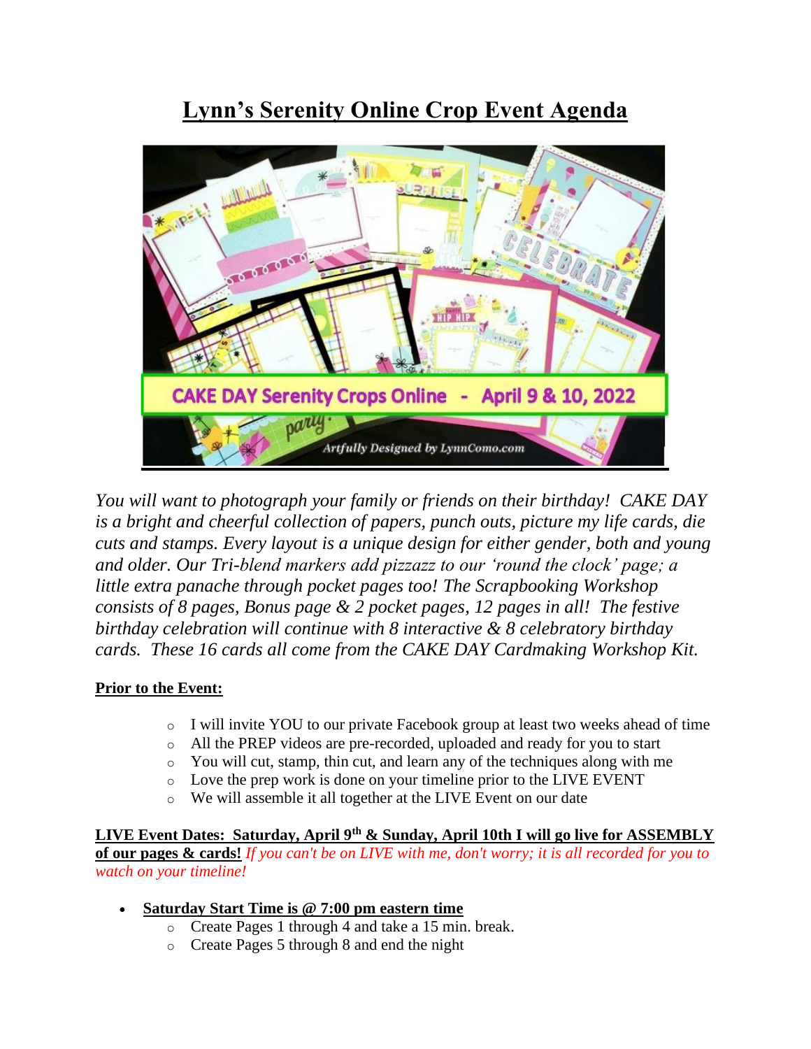# Lynn's Serenity Online Crop Event Agenda

*You will want to photograph your family or friends on their birthday! CAKE DAY is a bright and cheerful collection of papers, punch outs, picture my life cards, die cuts and stamps. Every layout is a unique design for either gender, both and young and older. Our Tri-blend markers add pizzazz to our 'round the clock' page; a little extra panache through pocket pages too! The Scrapbooking Workshop consists of 8 pages, Bonus page & 2 pocket pages, 12 pages in all! The festive birthday celebration will continue with 8 interactive & 8 celebratory birthday cards. These 16 cards all come from the CAKE DAY Cardmaking Workshop Kit.*

**Prior to the Event:**

- I will invite YOU to our private Facebook group at least two weeks ahead of time
- All the PREP videos are pre-recorded, uploaded and ready for you to start
- You will cut, stamp, thin cut, and learn any of the techniques along with me
- Love the prep work is done on your timeline prior to the LIVE EVENT
- We will assemble it all together at the LIVE Event on our date

**LIVE Event Dates: Saturday, April 9th & Sunday, April 10th I will go live for ASSEMBLY of our pages & cards!** *If you can't be on LIVE with me, don't worry; it is all recorded for you to watch on your timeline!*

- **Saturday Start Time is @ 7:00 pm eastern time**
  - Create Pages 1 through 4 and take a 15 min. break.
  - Create Pages 5 through 8 and end the night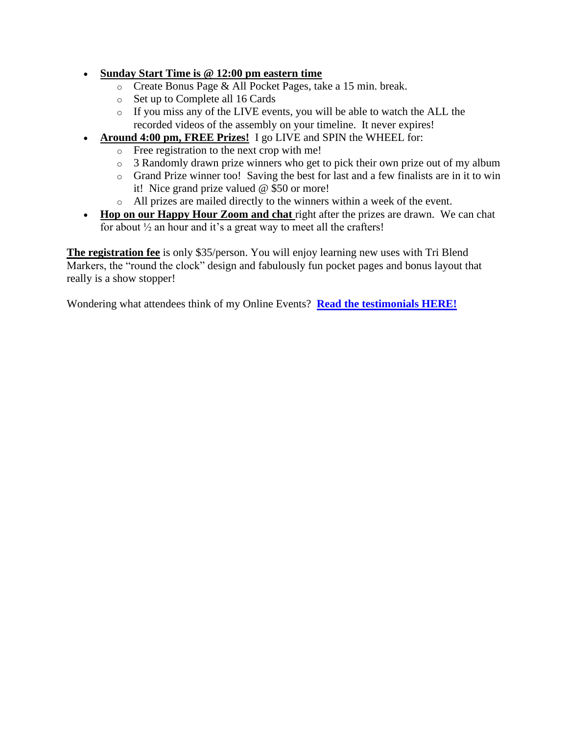- **Sunday Start Time is @ 12:00 pm eastern time**
  - Create Bonus Page & All Pocket Pages, take a 15 min. break.
  - Set up to Complete all 16 Cards
  - If you miss any of the LIVE events, you will be able to watch the ALL the recorded videos of the assembly on your timeline. It never expires!
- **Around 4:00 pm, FREE Prizes!** I go LIVE and SPIN the WHEEL for:
  - Free registration to the next crop with me!
  - 3 Randomly drawn prize winners who get to pick their own prize out of my album
  - Grand Prize winner too! Saving the best for last and a few finalists are in it to win it! Nice grand prize valued @ $50 or more!
  - All prizes are mailed directly to the winners within a week of the event.
- **Hop on our Happy Hour Zoom and chat** right after the prizes are drawn. We can chat for about ½ an hour and it's a great way to meet all the crafters!

**The registration fee** is only $35/person. You will enjoy learning new uses with Tri Blend Markers, the "round the clock" design and fabulously fun pocket pages and bonus layout that really is a show stopper!

Wondering what attendees think of my Online Events? **Read the testimonials HERE!**